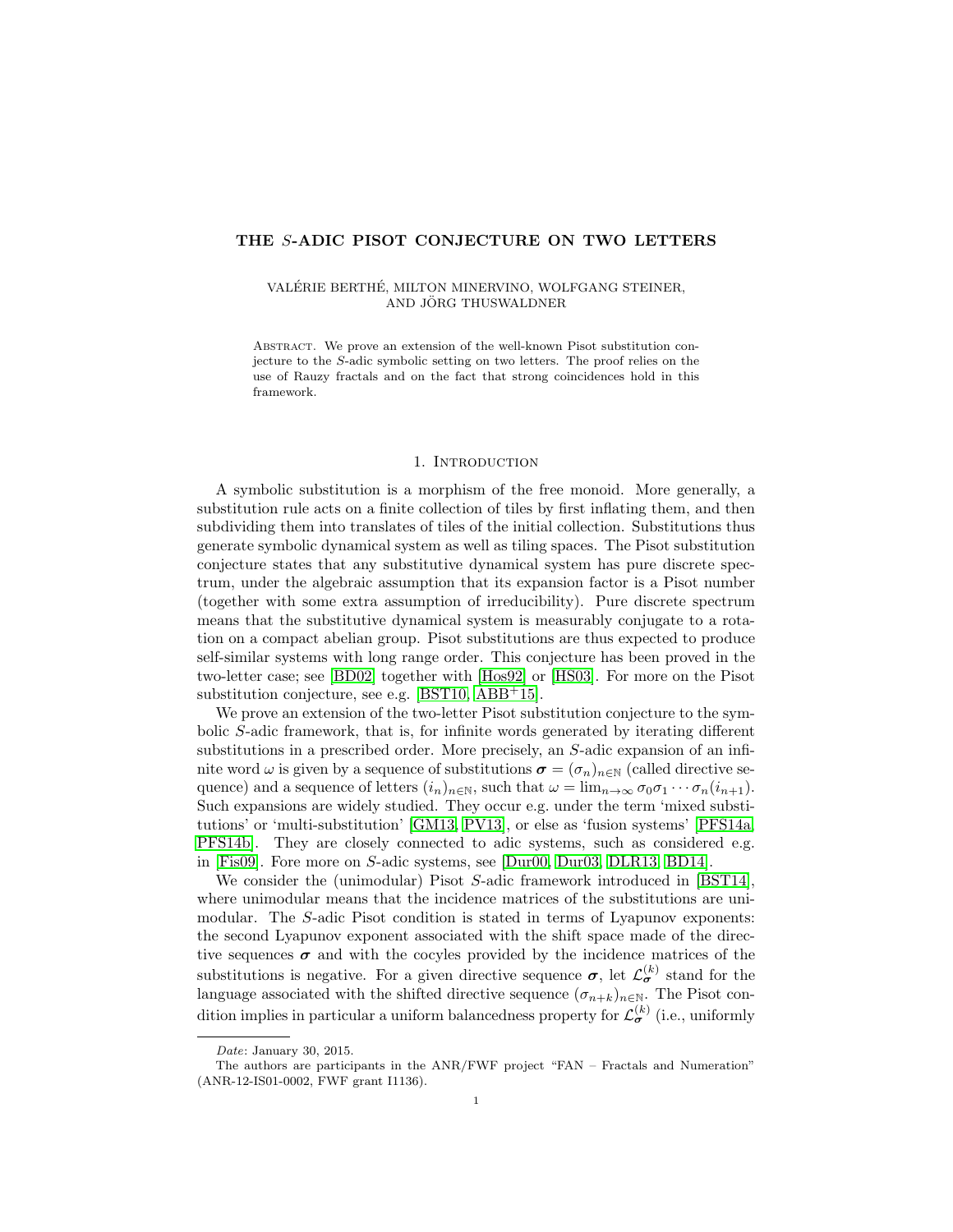# THE $S$-ADIC PISOT CONJECTURE ON TWO LETTERS

VALÉRIE BERTHÉ, MILTON MINERVINO, WOLFGANG STEINER, AND JÖRG THUSWALDNER

ABSTRACT. We prove an extension of the well-known Pisot substitution conjecture to the $S$-adic symbolic setting on two letters. The proof relies on the use of Rauzy fractals and on the fact that strong coincidences hold in this framework.

## 1. Introduction

A symbolic substitution is a morphism of the free monoid. More generally, a substitution rule acts on a finite collection of tiles by first inflating them, and then subdividing them into translates of tiles of the initial collection. Substitutions thus generate symbolic dynamical system as well as tiling spaces. The Pisot substitution conjecture states that any substitutive dynamical system has pure discrete spectrum, under the algebraic assumption that its expansion factor is a Pisot number (together with some extra assumption of irreducibility). Pure discrete spectrum means that the substitutive dynamical system is measurably conjugate to a rotation on a compact abelian group. Pisot substitutions are thus expected to produce self-similar systems with long range order. This conjecture has been proved in the two-letter case; see [BD02] together with [Hos92] or [HS03]. For more on the Pisot substitution conjecture, see e.g. [BST10, ABB+15].

We prove an extension of the two-letter Pisot substitution conjecture to the symbolic $S$-adic framework, that is, for infinite words generated by iterating different substitutions in a prescribed order. More precisely, an $S$-adic expansion of an infinite word $\omega$ is given by a sequence of substitutions $\boldsymbol{\sigma} = (\sigma_n)_{n\in\mathbb{N}}$ (called directive sequence) and a sequence of letters $(i_n)_{n\in\mathbb{N}}$, such that $\omega = \lim_{n\to\infty} \sigma_0\sigma_1\cdots\sigma_n(i_{n+1})$. Such expansions are widely studied. They occur e.g. under the term 'mixed substitutions' or 'multi-substitution' [GM13, PV13], or else as 'fusion systems' [PFS14a, PFS14b]. They are closely connected to adic systems, such as considered e.g. in [Fis09]. Fore more on $S$-adic systems, see [Dur00, Dur03, DLR13, BD14].

We consider the (unimodular) Pisot $S$-adic framework introduced in [BST14], where unimodular means that the incidence matrices of the substitutions are unimodular. The $S$-adic Pisot condition is stated in terms of Lyapunov exponents: the second Lyapunov exponent associated with the shift space made of the directive sequences $\boldsymbol{\sigma}$ and with the cocyles provided by the incidence matrices of the substitutions is negative. For a given directive sequence $\boldsymbol{\sigma}$, let $\mathcal{L}_{\boldsymbol{\sigma}}^{(k)}$ stand for the language associated with the shifted directive sequence $(\sigma_{n+k})_{n\in\mathbb{N}}$. The Pisot condition implies in particular a uniform balancedness property for $\mathcal{L}_{\boldsymbol{\sigma}}^{(k)}$ (i.e., uniformly

---

*Date*: January 30, 2015.

The authors are participants in the ANR/FWF project "FAN – Fractals and Numeration" (ANR-12-IS01-0002, FWF grant I1136).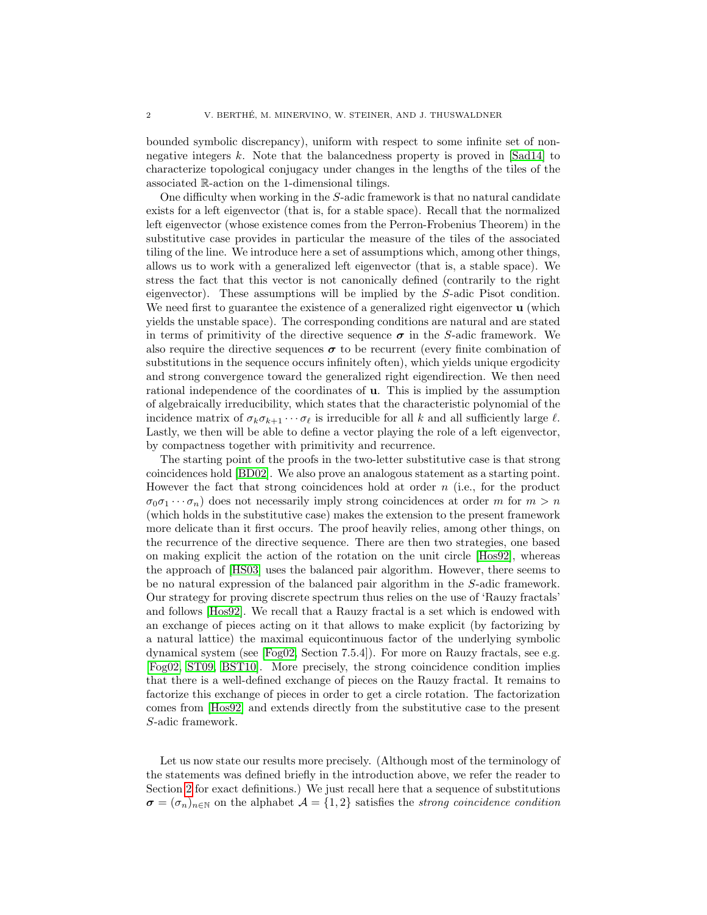bounded symbolic discrepancy), uniform with respect to some infinite set of non-negative integers $k$. Note that the balancedness property is proved in [Sad14] to characterize topological conjugacy under changes in the lengths of the tiles of the associated $\mathbb{R}$-action on the 1-dimensional tilings.

One difficulty when working in the $S$-adic framework is that no natural candidate exists for a left eigenvector (that is, for a stable space). Recall that the normalized left eigenvector (whose existence comes from the Perron-Frobenius Theorem) in the substitutive case provides in particular the measure of the tiles of the associated tiling of the line. We introduce here a set of assumptions which, among other things, allows us to work with a generalized left eigenvector (that is, a stable space). We stress the fact that this vector is not canonically defined (contrarily to the right eigenvector). These assumptions will be implied by the $S$-adic Pisot condition. We need first to guarantee the existence of a generalized right eigenvector $\mathbf{u}$ (which yields the unstable space). The corresponding conditions are natural and are stated in terms of primitivity of the directive sequence $\boldsymbol{\sigma}$ in the $S$-adic framework. We also require the directive sequences $\boldsymbol{\sigma}$ to be recurrent (every finite combination of substitutions in the sequence occurs infinitely often), which yields unique ergodicity and strong convergence toward the generalized right eigendirection. We then need rational independence of the coordinates of $\mathbf{u}$. This is implied by the assumption of algebraically irreducibility, which states that the characteristic polynomial of the incidence matrix of $\sigma_k \sigma_{k+1} \cdots \sigma_\ell$ is irreducible for all $k$ and all sufficiently large $\ell$. Lastly, we then will be able to define a vector playing the role of a left eigenvector, by compactness together with primitivity and recurrence.

The starting point of the proofs in the two-letter substitutive case is that strong coincidences hold [BD02]. We also prove an analogous statement as a starting point. However the fact that strong coincidences hold at order $n$ (i.e., for the product $\sigma_0 \sigma_1 \cdots \sigma_n$) does not necessarily imply strong coincidences at order $m$ for $m > n$ (which holds in the substitutive case) makes the extension to the present framework more delicate than it first occurs. The proof heavily relies, among other things, on the recurrence of the directive sequence. There are then two strategies, one based on making explicit the action of the rotation on the unit circle [Hos92], whereas the approach of [HS03] uses the balanced pair algorithm. However, there seems to be no natural expression of the balanced pair algorithm in the $S$-adic framework. Our strategy for proving discrete spectrum thus relies on the use of 'Rauzy fractals' and follows [Hos92]. We recall that a Rauzy fractal is a set which is endowed with an exchange of pieces acting on it that allows to make explicit (by factorizing by a natural lattice) the maximal equicontinuous factor of the underlying symbolic dynamical system (see [Fog02, Section 7.5.4]). For more on Rauzy fractals, see e.g. [Fog02, ST09, BST10]. More precisely, the strong coincidence condition implies that there is a well-defined exchange of pieces on the Rauzy fractal. It remains to factorize this exchange of pieces in order to get a circle rotation. The factorization comes from [Hos92] and extends directly from the substitutive case to the present $S$-adic framework.

Let us now state our results more precisely. (Although most of the terminology of the statements was defined briefly in the introduction above, we refer the reader to Section 2 for exact definitions.) We just recall here that a sequence of substitutions $\boldsymbol{\sigma} = (\sigma_n)_{n \in \mathbb{N}}$ on the alphabet $\mathcal{A} = \{1, 2\}$ satisfies the *strong coincidence condition*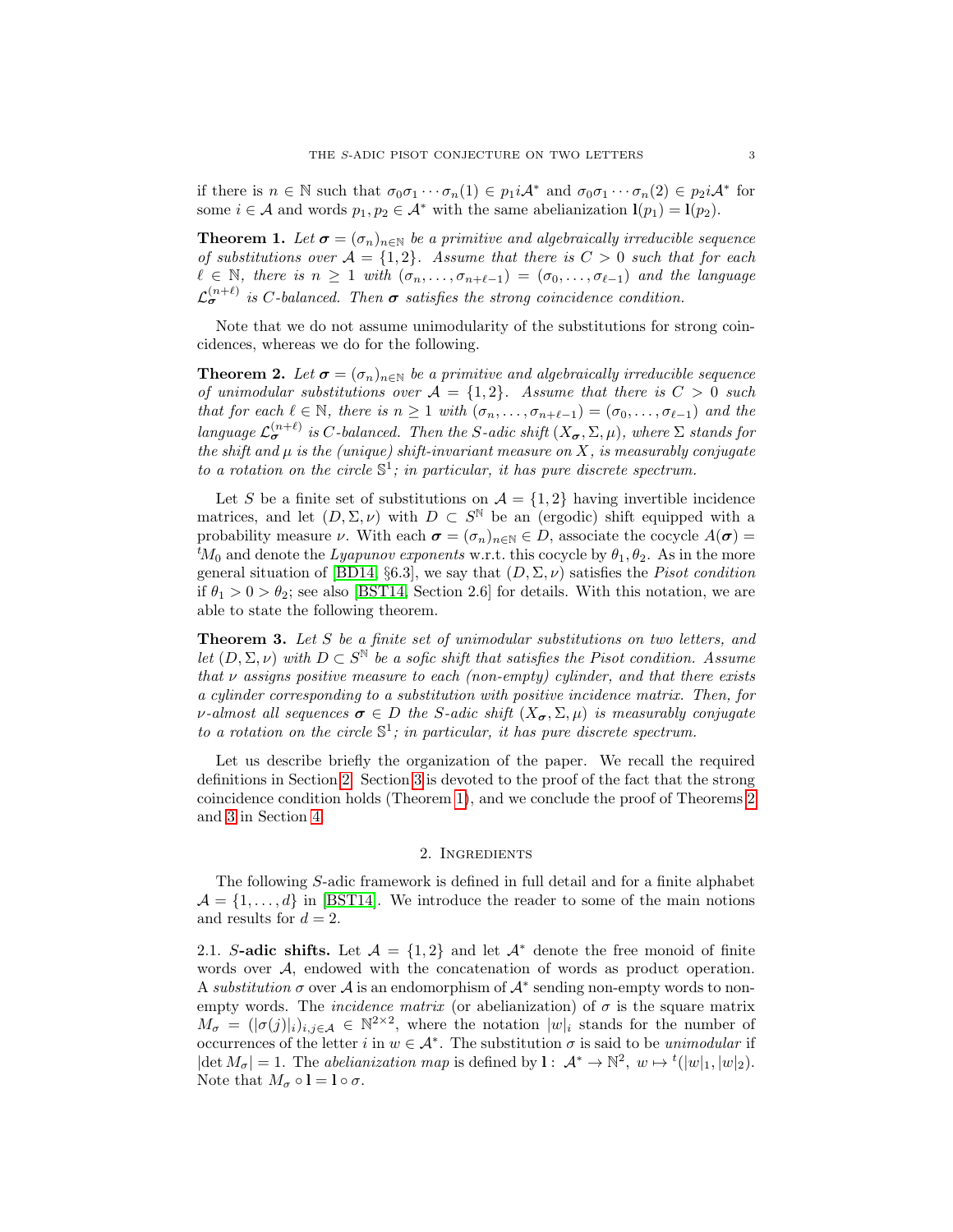if there is $n \in \mathbb{N}$ such that $\sigma_0\sigma_1 \cdots \sigma_n(1) \in p_1 i \mathcal{A}^*$ and $\sigma_0\sigma_1 \cdots \sigma_n(2) \in p_2 i \mathcal{A}^*$ for some $i \in \mathcal{A}$ and words $p_1, p_2 \in \mathcal{A}^*$ with the same abelianization $\mathbf{l}(p_1) = \mathbf{l}(p_2)$.

**Theorem 1.** *Let $\boldsymbol{\sigma} = (\sigma_n)_{n\in\mathbb{N}}$ be a primitive and algebraically irreducible sequence of substitutions over $\mathcal{A} = \{1, 2\}$. Assume that there is $C > 0$ such that for each $\ell \in \mathbb{N}$, there is $n \geq 1$ with $(\sigma_n, \ldots, \sigma_{n+\ell-1}) = (\sigma_0, \ldots, \sigma_{\ell-1})$ and the language $\mathcal{L}_{\boldsymbol{\sigma}}^{(n+\ell)}$ is $C$-balanced. Then $\boldsymbol{\sigma}$ satisfies the strong coincidence condition.*

Note that we do not assume unimodularity of the substitutions for strong coincidences, whereas we do for the following.

**Theorem 2.** *Let $\boldsymbol{\sigma} = (\sigma_n)_{n\in\mathbb{N}}$ be a primitive and algebraically irreducible sequence of unimodular substitutions over $\mathcal{A} = \{1, 2\}$. Assume that there is $C > 0$ such that for each $\ell \in \mathbb{N}$, there is $n \geq 1$ with $(\sigma_n, \ldots, \sigma_{n+\ell-1}) = (\sigma_0, \ldots, \sigma_{\ell-1})$ and the language $\mathcal{L}_{\boldsymbol{\sigma}}^{(n+\ell)}$ is $C$-balanced. Then the $S$-adic shift $(X_{\boldsymbol{\sigma}}, \Sigma, \mu)$, where $\Sigma$ stands for the shift and $\mu$ is the (unique) shift-invariant measure on $X$, is measurably conjugate to a rotation on the circle $\mathbb{S}^1$; in particular, it has pure discrete spectrum.*

Let $S$ be a finite set of substitutions on $\mathcal{A} = \{1, 2\}$ having invertible incidence matrices, and let $(D, \Sigma, \nu)$ with $D \subset S^{\mathbb{N}}$ be an (ergodic) shift equipped with a probability measure $\nu$. With each $\boldsymbol{\sigma} = (\sigma_n)_{n\in\mathbb{N}} \in D$, associate the cocycle $A(\boldsymbol{\sigma}) = {}^tM_0$ and denote the *Lyapunov exponents* w.r.t. this cocycle by $\theta_1, \theta_2$. As in the more general situation of [BD14, §6.3], we say that $(D, \Sigma, \nu)$ satisfies the *Pisot condition* if $\theta_1 > 0 > \theta_2$; see also [BST14, Section 2.6] for details. With this notation, we are able to state the following theorem.

**Theorem 3.** *Let $S$ be a finite set of unimodular substitutions on two letters, and let $(D, \Sigma, \nu)$ with $D \subset S^{\mathbb{N}}$ be a sofic shift that satisfies the Pisot condition. Assume that $\nu$ assigns positive measure to each (non-empty) cylinder, and that there exists a cylinder corresponding to a substitution with positive incidence matrix. Then, for $\nu$-almost all sequences $\boldsymbol{\sigma} \in D$ the $S$-adic shift $(X_{\boldsymbol{\sigma}}, \Sigma, \mu)$ is measurably conjugate to a rotation on the circle $\mathbb{S}^1$; in particular, it has pure discrete spectrum.*

Let us describe briefly the organization of the paper. We recall the required definitions in Section 2. Section 3 is devoted to the proof of the fact that the strong coincidence condition holds (Theorem 1), and we conclude the proof of Theorems 2 and 3 in Section 4.

## 2. Ingredients

The following $S$-adic framework is defined in full detail and for a finite alphabet $\mathcal{A} = \{1, \ldots, d\}$ in [BST14]. We introduce the reader to some of the main notions and results for $d = 2$.

2.1. **$S$-adic shifts.** Let $\mathcal{A} = \{1, 2\}$ and let $\mathcal{A}^*$ denote the free monoid of finite words over $\mathcal{A}$, endowed with the concatenation of words as product operation. A *substitution* $\sigma$ over $\mathcal{A}$ is an endomorphism of $\mathcal{A}^*$ sending non-empty words to non-empty words. The *incidence matrix* (or abelianization) of $\sigma$ is the square matrix $M_\sigma = (|\sigma(j)|_i)_{i,j\in\mathcal{A}} \in \mathbb{N}^{2\times 2}$, where the notation $|w|_i$ stands for the number of occurrences of the letter $i$ in $w \in \mathcal{A}^*$. The substitution $\sigma$ is said to be *unimodular* if $|\det M_\sigma| = 1$. The *abelianization map* is defined by $\mathbf{l}\colon\ \mathcal{A}^* \to \mathbb{N}^2,\ w \mapsto {}^t(|w|_1, |w|_2)$. Note that $M_\sigma \circ \mathbf{l} = \mathbf{l} \circ \sigma$.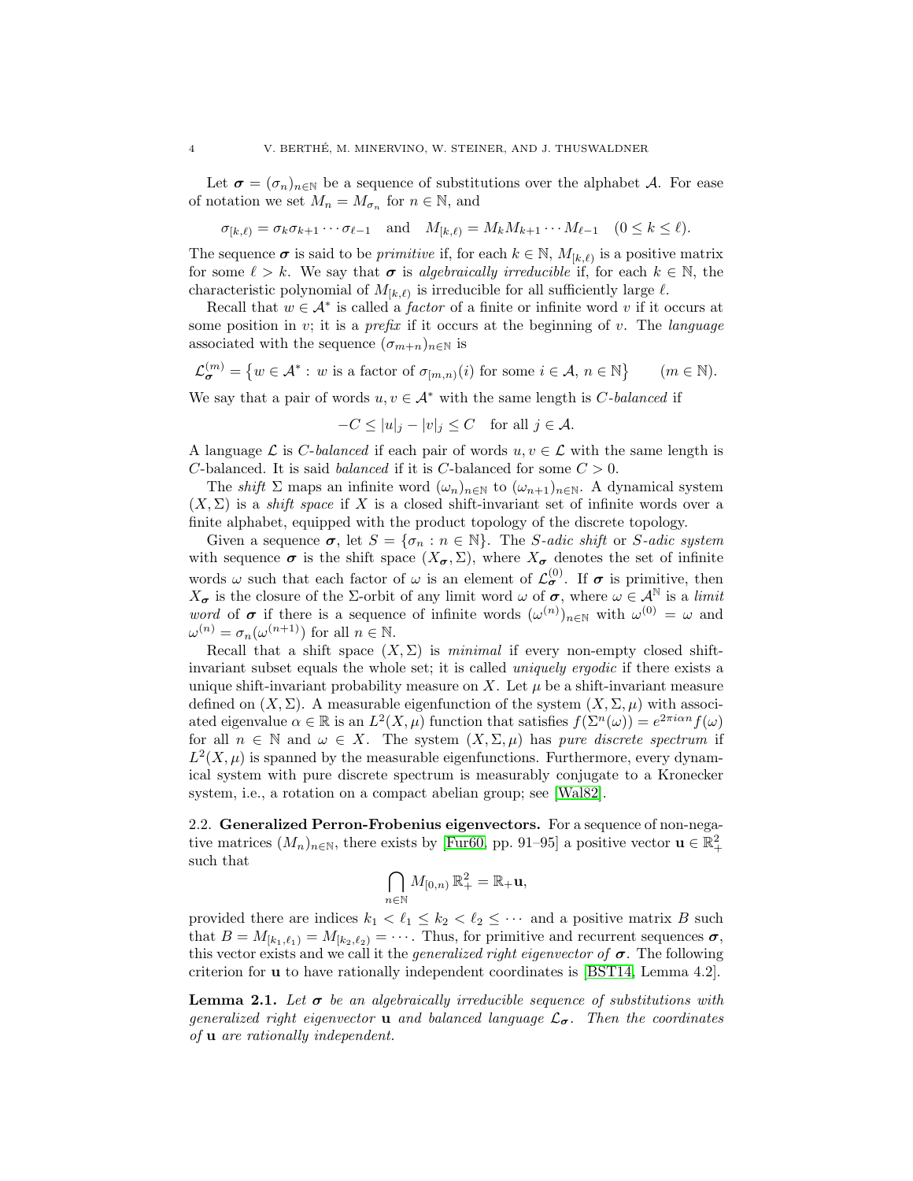Let $\boldsymbol{\sigma} = (\sigma_n)_{n\in\mathbb{N}}$ be a sequence of substitutions over the alphabet $\mathcal{A}$. For ease of notation we set $M_n = M_{\sigma_n}$ for $n \in \mathbb{N}$, and

$$\sigma_{[k,\ell)} = \sigma_k \sigma_{k+1} \cdots \sigma_{\ell-1} \quad \text{and} \quad M_{[k,\ell)} = M_k M_{k+1} \cdots M_{\ell-1} \quad (0 \le k \le \ell).$$

The sequence $\boldsymbol{\sigma}$ is said to be *primitive* if, for each $k \in \mathbb{N}$, $M_{[k,\ell)}$ is a positive matrix for some $\ell > k$. We say that $\boldsymbol{\sigma}$ is *algebraically irreducible* if, for each $k \in \mathbb{N}$, the characteristic polynomial of $M_{[k,\ell)}$ is irreducible for all sufficiently large $\ell$.

Recall that $w \in \mathcal{A}^*$ is called a *factor* of a finite or infinite word $v$ if it occurs at some position in $v$; it is a *prefix* if it occurs at the beginning of $v$. The *language* associated with the sequence $(\sigma_{m+n})_{n\in\mathbb{N}}$ is

$$\mathcal{L}_{\boldsymbol{\sigma}}^{(m)} = \left\{ w \in \mathcal{A}^* : w \text{ is a factor of } \sigma_{[m,n)}(i) \text{ for some } i \in \mathcal{A},\, n \in \mathbb{N} \right\} \qquad (m \in \mathbb{N}).$$

We say that a pair of words $u, v \in \mathcal{A}^*$ with the same length is *$C$-balanced* if

$$-C \le |u|_j - |v|_j \le C \quad \text{for all } j \in \mathcal{A}.$$

A language $\mathcal{L}$ is *$C$-balanced* if each pair of words $u, v \in \mathcal{L}$ with the same length is $C$-balanced. It is said *balanced* if it is $C$-balanced for some $C > 0$.

The *shift* $\Sigma$ maps an infinite word $(\omega_n)_{n\in\mathbb{N}}$ to $(\omega_{n+1})_{n\in\mathbb{N}}$. A dynamical system $(X, \Sigma)$ is a *shift space* if $X$ is a closed shift-invariant set of infinite words over a finite alphabet, equipped with the product topology of the discrete topology.

Given a sequence $\boldsymbol{\sigma}$, let $S = \{\sigma_n : n \in \mathbb{N}\}$. The *$S$-adic shift* or *$S$-adic system* with sequence $\boldsymbol{\sigma}$ is the shift space $(X_{\boldsymbol{\sigma}}, \Sigma)$, where $X_{\boldsymbol{\sigma}}$ denotes the set of infinite words $\omega$ such that each factor of $\omega$ is an element of $\mathcal{L}_{\boldsymbol{\sigma}}^{(0)}$. If $\boldsymbol{\sigma}$ is primitive, then $X_{\boldsymbol{\sigma}}$ is the closure of the $\Sigma$-orbit of any limit word $\omega$ of $\boldsymbol{\sigma}$, where $\omega \in \mathcal{A}^{\mathbb{N}}$ is a *limit word* of $\boldsymbol{\sigma}$ if there is a sequence of infinite words $(\omega^{(n)})_{n\in\mathbb{N}}$ with $\omega^{(0)} = \omega$ and $\omega^{(n)} = \sigma_n(\omega^{(n+1)})$ for all $n \in \mathbb{N}$.

Recall that a shift space $(X, \Sigma)$ is *minimal* if every non-empty closed shift-invariant subset equals the whole set; it is called *uniquely ergodic* if there exists a unique shift-invariant probability measure on $X$. Let $\mu$ be a shift-invariant measure defined on $(X, \Sigma)$. A measurable eigenfunction of the system $(X, \Sigma, \mu)$ with associated eigenvalue $\alpha \in \mathbb{R}$ is an $L^2(X, \mu)$ function that satisfies $f(\Sigma^n(\omega)) = e^{2\pi i \alpha n} f(\omega)$ for all $n \in \mathbb{N}$ and $\omega \in X$. The system $(X, \Sigma, \mu)$ has *pure discrete spectrum* if $L^2(X, \mu)$ is spanned by the measurable eigenfunctions. Furthermore, every dynamical system with pure discrete spectrum is measurably conjugate to a Kronecker system, i.e., a rotation on a compact abelian group; see [Wal82].

### 2.2. Generalized Perron-Frobenius eigenvectors.

For a sequence of non-negative matrices $(M_n)_{n\in\mathbb{N}}$, there exists by [Fur60, pp. 91–95] a positive vector $\mathbf{u} \in \mathbb{R}_+^2$ such that

$$\bigcap_{n\in\mathbb{N}} M_{[0,n)}\, \mathbb{R}_+^2 = \mathbb{R}_+ \mathbf{u},$$

provided there are indices $k_1 < \ell_1 \le k_2 < \ell_2 \le \cdots$ and a positive matrix $B$ such that $B = M_{[k_1,\ell_1)} = M_{[k_2,\ell_2)} = \cdots$. Thus, for primitive and recurrent sequences $\boldsymbol{\sigma}$, this vector exists and we call it the *generalized right eigenvector of $\boldsymbol{\sigma}$*. The following criterion for $\mathbf{u}$ to have rationally independent coordinates is [BST14, Lemma 4.2].

**Lemma 2.1.** *Let $\boldsymbol{\sigma}$ be an algebraically irreducible sequence of substitutions with generalized right eigenvector $\mathbf{u}$ and balanced language $\mathcal{L}_{\boldsymbol{\sigma}}$. Then the coordinates of $\mathbf{u}$ are rationally independent.*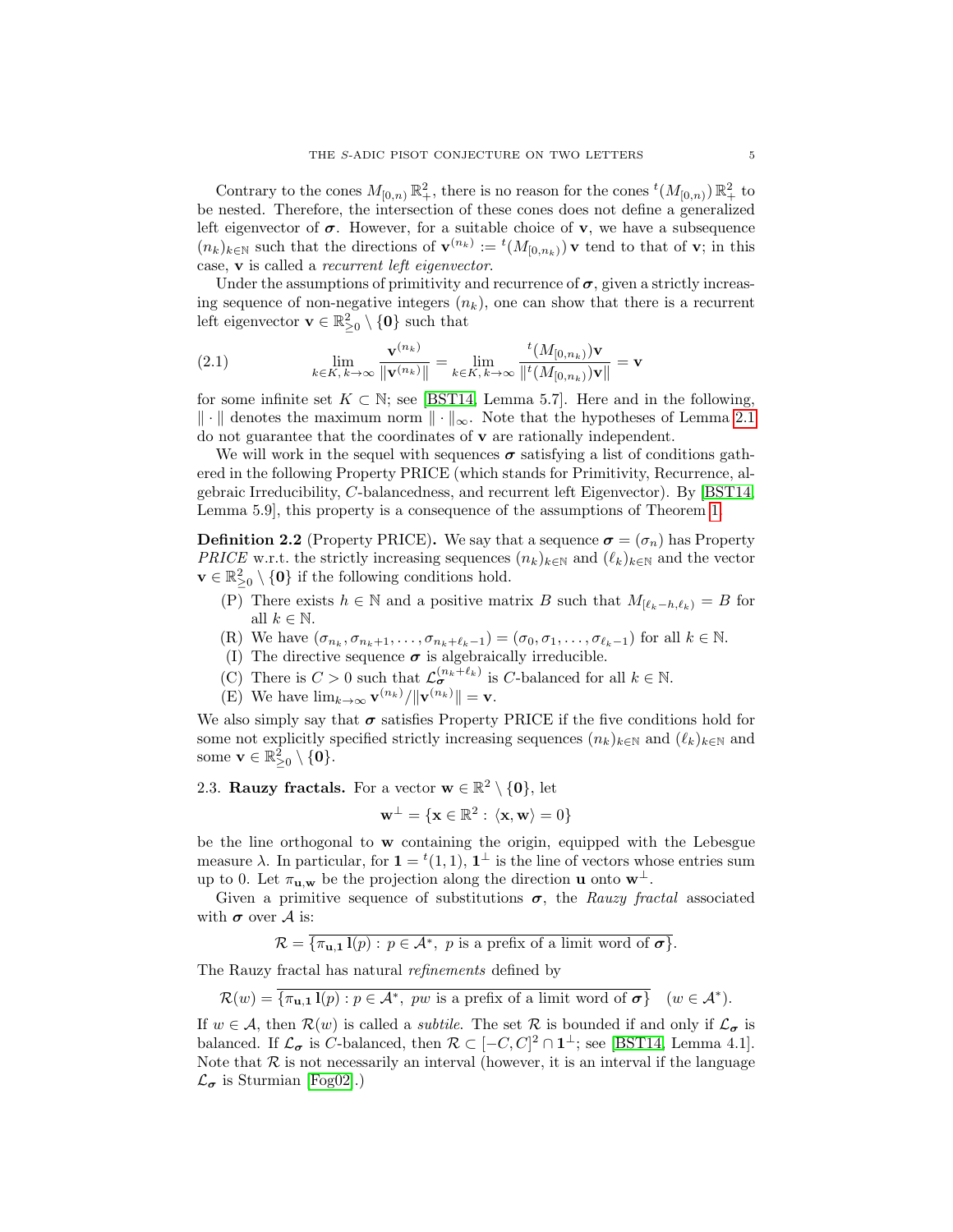Contrary to the cones $M_{[0,n)}\,\mathbb{R}^2_+$, there is no reason for the cones ${}^t(M_{[0,n)})\,\mathbb{R}^2_+$ to be nested. Therefore, the intersection of these cones does not define a generalized left eigenvector of $\boldsymbol{\sigma}$. However, for a suitable choice of $\mathbf{v}$, we have a subsequence $(n_k)_{k\in\mathbb{N}}$ such that the directions of $\mathbf{v}^{(n_k)} := {}^t(M_{[0,n_k)})\,\mathbf{v}$ tend to that of $\mathbf{v}$; in this case, $\mathbf{v}$ is called a *recurrent left eigenvector*.

Under the assumptions of primitivity and recurrence of $\boldsymbol{\sigma}$, given a strictly increasing sequence of non-negative integers $(n_k)$, one can show that there is a recurrent left eigenvector $\mathbf{v} \in \mathbb{R}^2_{\geq 0} \setminus \{\mathbf{0}\}$ such that

$$\lim_{k\in K,\, k\to\infty} \frac{\mathbf{v}^{(n_k)}}{\|\mathbf{v}^{(n_k)}\|} = \lim_{k\in K,\, k\to\infty} \frac{{}^t(M_{[0,n_k)})\mathbf{v}}{\|{}^t(M_{[0,n_k)})\mathbf{v}\|} = \mathbf{v} \tag{2.1}$$

for some infinite set $K \subset \mathbb{N}$; see [BST14, Lemma 5.7]. Here and in the following, $\|\cdot\|$ denotes the maximum norm $\|\cdot\|_\infty$. Note that the hypotheses of Lemma 2.1 do not guarantee that the coordinates of $\mathbf{v}$ are rationally independent.

We will work in the sequel with sequences $\boldsymbol{\sigma}$ satisfying a list of conditions gathered in the following Property PRICE (which stands for Primitivity, Recurrence, algebraic Irreducibility, $C$-balancedness, and recurrent left Eigenvector). By [BST14, Lemma 5.9], this property is a consequence of the assumptions of Theorem 1.

**Definition 2.2** (Property PRICE)**.** We say that a sequence $\boldsymbol{\sigma} = (\sigma_n)$ has Property *PRICE* w.r.t. the strictly increasing sequences $(n_k)_{k\in\mathbb{N}}$ and $(\ell_k)_{k\in\mathbb{N}}$ and the vector $\mathbf{v} \in \mathbb{R}^2_{\geq 0} \setminus \{\mathbf{0}\}$ if the following conditions hold.

- (P) There exists $h \in \mathbb{N}$ and a positive matrix $B$ such that $M_{[\ell_k - h, \ell_k)} = B$ for all $k \in \mathbb{N}$.
- (R) We have $(\sigma_{n_k}, \sigma_{n_k+1}, \ldots, \sigma_{n_k+\ell_k-1}) = (\sigma_0, \sigma_1, \ldots, \sigma_{\ell_k-1})$ for all $k \in \mathbb{N}$.
- (I) The directive sequence $\boldsymbol{\sigma}$ is algebraically irreducible.
- (C) There is $C > 0$ such that $\mathcal{L}_{\boldsymbol{\sigma}}^{(n_k+\ell_k)}$ is $C$-balanced for all $k \in \mathbb{N}$.
- (E) We have $\lim_{k\to\infty} \mathbf{v}^{(n_k)}/\|\mathbf{v}^{(n_k)}\| = \mathbf{v}$.

We also simply say that $\boldsymbol{\sigma}$ satisfies Property PRICE if the five conditions hold for some not explicitly specified strictly increasing sequences $(n_k)_{k\in\mathbb{N}}$ and $(\ell_k)_{k\in\mathbb{N}}$ and some $\mathbf{v} \in \mathbb{R}^2_{\geq 0} \setminus \{\mathbf{0}\}$.

## 2.3. **Rauzy fractals.**

For a vector $\mathbf{w} \in \mathbb{R}^2 \setminus \{\mathbf{0}\}$, let

$$\mathbf{w}^\perp = \{\mathbf{x} \in \mathbb{R}^2 : \langle \mathbf{x}, \mathbf{w} \rangle = 0\}$$

be the line orthogonal to $\mathbf{w}$ containing the origin, equipped with the Lebesgue measure $\lambda$. In particular, for $\mathbf{1} = {}^t(1,1)$, $\mathbf{1}^\perp$ is the line of vectors whose entries sum up to 0. Let $\pi_{\mathbf{u},\mathbf{w}}$ be the projection along the direction $\mathbf{u}$ onto $\mathbf{w}^\perp$.

Given a primitive sequence of substitutions $\boldsymbol{\sigma}$, the *Rauzy fractal* associated with $\boldsymbol{\sigma}$ over $\mathcal{A}$ is:

$$\mathcal{R} = \overline{\{\pi_{\mathbf{u},\mathbf{1}}\, \mathbf{l}(p) : p \in \mathcal{A}^*,\ p \text{ is a prefix of a limit word of } \boldsymbol{\sigma}\}}.$$

The Rauzy fractal has natural *refinements* defined by

$$\mathcal{R}(w) = \overline{\{\pi_{\mathbf{u},\mathbf{1}}\, \mathbf{l}(p) : p \in \mathcal{A}^*,\ pw \text{ is a prefix of a limit word of } \boldsymbol{\sigma}\}} \quad (w \in \mathcal{A}^*).$$

If $w \in \mathcal{A}$, then $\mathcal{R}(w)$ is called a *subtile*. The set $\mathcal{R}$ is bounded if and only if $\mathcal{L}_{\boldsymbol{\sigma}}$ is balanced. If $\mathcal{L}_{\boldsymbol{\sigma}}$ is $C$-balanced, then $\mathcal{R} \subset [-C, C]^2 \cap \mathbf{1}^\perp$; see [BST14, Lemma 4.1]. Note that $\mathcal{R}$ is not necessarily an interval (however, it is an interval if the language $\mathcal{L}_{\boldsymbol{\sigma}}$ is Sturmian [Fog02].)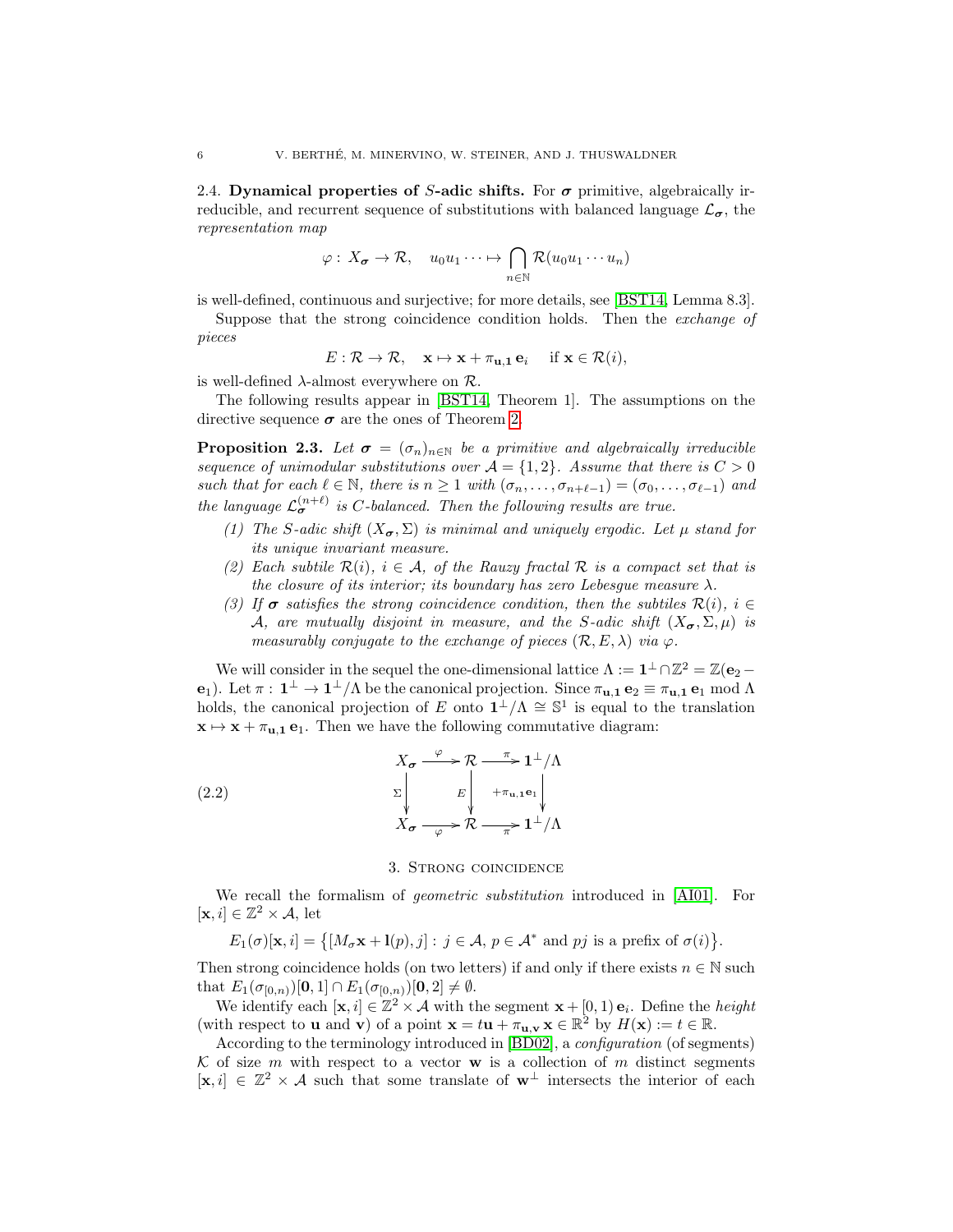2.4. **Dynamical properties of $S$-adic shifts.** For $\boldsymbol{\sigma}$ primitive, algebraically irreducible, and recurrent sequence of substitutions with balanced language $\mathcal{L}_{\boldsymbol{\sigma}}$, the *representation map*

$$\varphi:\ X_{\boldsymbol{\sigma}} \to \mathcal{R}, \quad u_0u_1\cdots \mapsto \bigcap_{n\in\mathbb{N}} \mathcal{R}(u_0u_1\cdots u_n)$$

is well-defined, continuous and surjective; for more details, see [BST14, Lemma 8.3].

Suppose that the strong coincidence condition holds. Then the *exchange of pieces*

$$E:\mathcal{R}\to\mathcal{R}, \quad \mathbf{x}\mapsto \mathbf{x}+\pi_{\mathbf{u},\mathbf{1}}\,\mathbf{e}_i \quad \text{if } \mathbf{x}\in\mathcal{R}(i),$$

is well-defined $\lambda$-almost everywhere on $\mathcal{R}$.

The following results appear in [BST14, Theorem 1]. The assumptions on the directive sequence $\boldsymbol{\sigma}$ are the ones of Theorem 2.

**Proposition 2.3.** *Let $\boldsymbol{\sigma} = (\sigma_n)_{n\in\mathbb{N}}$ be a primitive and algebraically irreducible sequence of unimodular substitutions over $\mathcal{A}=\{1,2\}$. Assume that there is $C>0$ such that for each $\ell\in\mathbb{N}$, there is $n\geq 1$ with $(\sigma_n,\ldots,\sigma_{n+\ell-1}) = (\sigma_0,\ldots,\sigma_{\ell-1})$ and the language $\mathcal{L}_{\boldsymbol{\sigma}}^{(n+\ell)}$ is $C$-balanced. Then the following results are true.*

1. *The $S$-adic shift $(X_{\boldsymbol{\sigma}},\Sigma)$ is minimal and uniquely ergodic. Let $\mu$ stand for its unique invariant measure.*
2. *Each subtile $\mathcal{R}(i)$, $i\in\mathcal{A}$, of the Rauzy fractal $\mathcal{R}$ is a compact set that is the closure of its interior; its boundary has zero Lebesgue measure $\lambda$.*
3. *If $\boldsymbol{\sigma}$ satisfies the strong coincidence condition, then the subtiles $\mathcal{R}(i)$, $i\in\mathcal{A}$, are mutually disjoint in measure, and the $S$-adic shift $(X_{\boldsymbol{\sigma}},\Sigma,\mu)$ is measurably conjugate to the exchange of pieces $(\mathcal{R},E,\lambda)$ via $\varphi$.*

We will consider in the sequel the one-dimensional lattice $\Lambda := \mathbf{1}^\perp\cap\mathbb{Z}^2 = \mathbb{Z}(\mathbf{e}_2-\mathbf{e}_1)$. Let $\pi:\ \mathbf{1}^\perp\to\mathbf{1}^\perp/\Lambda$ be the canonical projection. Since $\pi_{\mathbf{u},\mathbf{1}}\,\mathbf{e}_2 \equiv \pi_{\mathbf{u},\mathbf{1}}\,\mathbf{e}_1 \bmod \Lambda$ holds, the canonical projection of $E$ onto $\mathbf{1}^\perp/\Lambda\cong\mathbb{S}^1$ is equal to the translation $\mathbf{x}\mapsto\mathbf{x}+\pi_{\mathbf{u},\mathbf{1}}\,\mathbf{e}_1$. Then we have the following commutative diagram:

$$\begin{array}{ccccc} X_{\boldsymbol{\sigma}} & \xrightarrow{\varphi} & \mathcal{R} & \xrightarrow{\pi} & \mathbf{1}^\perp/\Lambda \\ \Sigma\big\downarrow & & E\big\downarrow & & \big\downarrow +\pi_{\mathbf{u},\mathbf{1}}\mathbf{e}_1 \\ X_{\boldsymbol{\sigma}} & \xrightarrow[\varphi]{} & \mathcal{R} & \xrightarrow[\pi]{} & \mathbf{1}^\perp/\Lambda \end{array} \tag{2.2}$$

## 3. Strong coincidence

We recall the formalism of *geometric substitution* introduced in [AI01]. For $[\mathbf{x},i]\in\mathbb{Z}^2\times\mathcal{A}$, let

$$E_1(\sigma)[\mathbf{x},i] = \big\{[M_\sigma\mathbf{x}+\mathbf{l}(p),j]:\ j\in\mathcal{A},\ p\in\mathcal{A}^* \text{ and } pj \text{ is a prefix of } \sigma(i)\big\}.$$

Then strong coincidence holds (on two letters) if and only if there exists $n\in\mathbb{N}$ such that $E_1(\sigma_{[0,n)})[\mathbf{0},1]\cap E_1(\sigma_{[0,n)})[\mathbf{0},2]\neq\emptyset$.

We identify each $[\mathbf{x},i]\in\mathbb{Z}^2\times\mathcal{A}$ with the segment $\mathbf{x}+[0,1)\,\mathbf{e}_i$. Define the *height* (with respect to $\mathbf{u}$ and $\mathbf{v}$) of a point $\mathbf{x}=t\mathbf{u}+\pi_{\mathbf{u},\mathbf{v}}\,\mathbf{x}\in\mathbb{R}^2$ by $H(\mathbf{x}) := t\in\mathbb{R}$.

According to the terminology introduced in [BD02], a *configuration* (of segments) $\mathcal{K}$ of size $m$ with respect to a vector $\mathbf{w}$ is a collection of $m$ distinct segments $[\mathbf{x},i]\in\mathbb{Z}^2\times\mathcal{A}$ such that some translate of $\mathbf{w}^\perp$ intersects the interior of each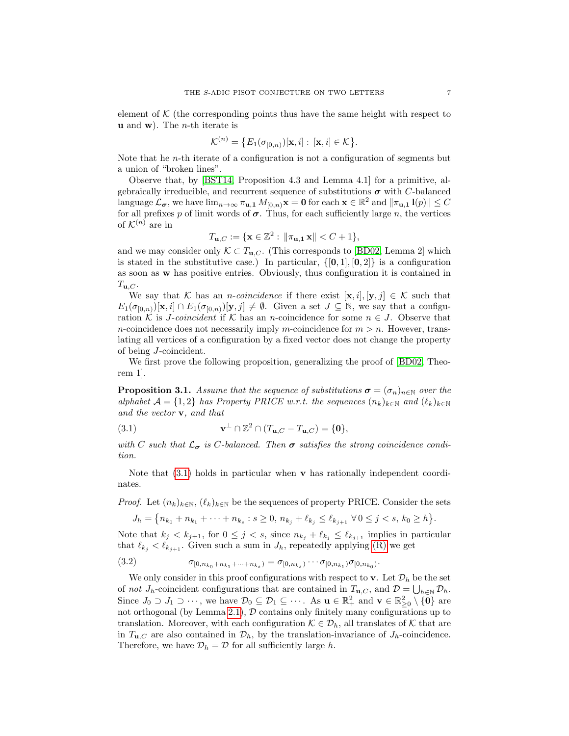element of $\mathcal{K}$ (the corresponding points thus have the same height with respect to $\mathbf{u}$ and $\mathbf{w}$). The $n$-th iterate is

$$\mathcal{K}^{(n)} = \big\{E_1(\sigma_{[0,n)})[\mathbf{x}, i] : [\mathbf{x}, i] \in \mathcal{K}\big\}.$$

Note that he $n$-th iterate of a configuration is not a configuration of segments but a union of "broken lines".

Observe that, by [BST14, Proposition 4.3 and Lemma 4.1] for a primitive, algebraically irreducible, and recurrent sequence of substitutions $\boldsymbol{\sigma}$ with $C$-balanced language $\mathcal{L}_{\boldsymbol{\sigma}}$, we have $\lim_{n\to\infty} \pi_{\mathbf{u},\mathbf{1}} M_{[0,n)}\mathbf{x} = \mathbf{0}$ for each $\mathbf{x} \in \mathbb{R}^2$ and $\|\pi_{\mathbf{u},\mathbf{1}}\, \mathbf{l}(p)\| \le C$ for all prefixes $p$ of limit words of $\boldsymbol{\sigma}$. Thus, for each sufficiently large $n$, the vertices of $\mathcal{K}^{(n)}$ are in

$$T_{\mathbf{u},C} := \{\mathbf{x} \in \mathbb{Z}^2 : \|\pi_{\mathbf{u},\mathbf{1}}\, \mathbf{x}\| < C + 1\},$$

and we may consider only $\mathcal{K} \subset T_{\mathbf{u},C}$. (This corresponds to [BD02, Lemma 2] which is stated in the substitutive case.) In particular, $\{[\mathbf{0}, 1], [\mathbf{0}, 2]\}$ is a configuration as soon as $\mathbf{w}$ has positive entries. Obviously, thus configuration it is contained in $T_{\mathbf{u},C}$.

We say that $\mathcal{K}$ has an *$n$-coincidence* if there exist $[\mathbf{x}, i], [\mathbf{y}, j] \in \mathcal{K}$ such that $E_1(\sigma_{[0,n)})[\mathbf{x}, i] \cap E_1(\sigma_{[0,n)})[\mathbf{y}, j] \ne \emptyset$. Given a set $J \subseteq \mathbb{N}$, we say that a configuration $\mathcal{K}$ is *$J$-coincident* if $\mathcal{K}$ has an $n$-coincidence for some $n \in J$. Observe that $n$-coincidence does not necessarily imply $m$-coincidence for $m > n$. However, translating all vertices of a configuration by a fixed vector does not change the property of being $J$-coincident.

We first prove the following proposition, generalizing the proof of [BD02, Theorem 1].

**Proposition 3.1.** *Assume that the sequence of substitutions $\boldsymbol{\sigma} = (\sigma_n)_{n\in\mathbb{N}}$ over the alphabet $\mathcal{A} = \{1, 2\}$ has Property PRICE w.r.t. the sequences $(n_k)_{k\in\mathbb{N}}$ and $(\ell_k)_{k\in\mathbb{N}}$ and the vector $\mathbf{v}$, and that*

$$\mathbf{v}^{\perp} \cap \mathbb{Z}^2 \cap (T_{\mathbf{u},C} - T_{\mathbf{u},C}) = \{\mathbf{0}\}, \tag{3.1}$$

*with $C$ such that $\mathcal{L}_{\boldsymbol{\sigma}}$ is $C$-balanced. Then $\boldsymbol{\sigma}$ satisfies the strong coincidence condition.*

Note that (3.1) holds in particular when $\mathbf{v}$ has rationally independent coordinates.

*Proof.* Let $(n_k)_{k\in\mathbb{N}}$, $(\ell_k)_{k\in\mathbb{N}}$ be the sequences of property PRICE. Consider the sets

$$J_h = \big\{n_{k_0} + n_{k_1} + \cdots + n_{k_s} : s \ge 0,\ n_{k_j} + \ell_{k_j} \le \ell_{k_{j+1}}\ \forall\, 0 \le j < s,\ k_0 \ge h\big\}.$$

Note that $k_j < k_{j+1}$, for $0 \le j < s$, since $n_{k_j} + \ell_{k_j} \le \ell_{k_{j+1}}$ implies in particular that $\ell_{k_j} < \ell_{k_{j+1}}$. Given such a sum in $J_h$, repeatedly applying (R) we get

$$\sigma_{[0,n_{k_0}+n_{k_1}+\cdots+n_{k_s})} = \sigma_{[0,n_{k_s})} \cdots \sigma_{[0,n_{k_1})}\sigma_{[0,n_{k_0})}. \tag{3.2}$$

We only consider in this proof configurations with respect to $\mathbf{v}$. Let $\mathcal{D}_h$ be the set of *not* $J_h$-coincident configurations that are contained in $T_{\mathbf{u},C}$, and $\mathcal{D} = \bigcup_{h\in\mathbb{N}} \mathcal{D}_h$. Since $J_0 \supset J_1 \supset \cdots$, we have $\mathcal{D}_0 \subseteq \mathcal{D}_1 \subseteq \cdots$. As $\mathbf{u} \in \mathbb{R}^2_+$ and $\mathbf{v} \in \mathbb{R}^2_{\ge 0} \setminus \{\mathbf{0}\}$ are not orthogonal (by Lemma 2.1), $\mathcal{D}$ contains only finitely many configurations up to translation. Moreover, with each configuration $\mathcal{K} \in \mathcal{D}_h$, all translates of $\mathcal{K}$ that are in $T_{\mathbf{u},C}$ are also contained in $\mathcal{D}_h$, by the translation-invariance of $J_h$-coincidence. Therefore, we have $\mathcal{D}_h = \mathcal{D}$ for all sufficiently large $h$.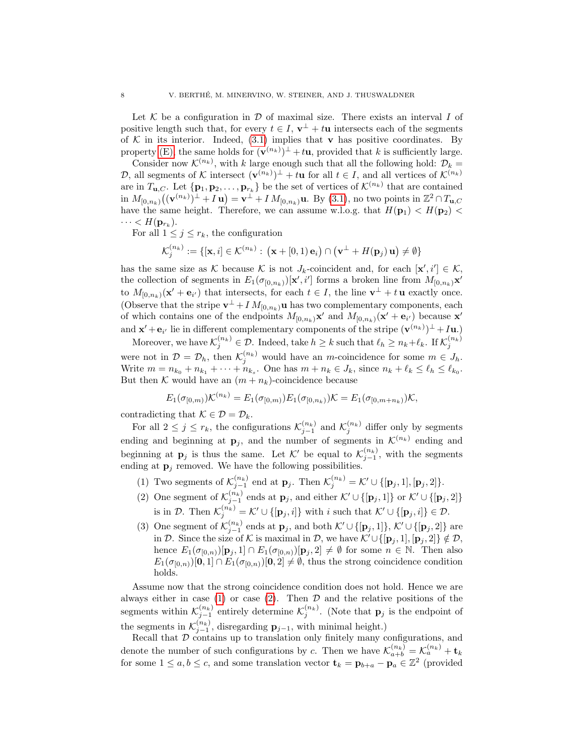Let $\mathcal{K}$ be a configuration in $\mathcal{D}$ of maximal size. There exists an interval $I$ of positive length such that, for every $t \in I$, $\mathbf{v}^\perp + t\mathbf{u}$ intersects each of the segments of $\mathcal{K}$ in its interior. Indeed, (3.1) implies that $\mathbf{v}$ has positive coordinates. By property (E), the same holds for $(\mathbf{v}^{(n_k)})^\perp + t\mathbf{u}$, provided that $k$ is sufficiently large.

Consider now $\mathcal{K}^{(n_k)}$, with $k$ large enough such that all the following hold: $\mathcal{D}_k = \mathcal{D}$, all segments of $\mathcal{K}$ intersect $(\mathbf{v}^{(n_k)})^\perp + t\mathbf{u}$ for all $t \in I$, and all vertices of $\mathcal{K}^{(n_k)}$ are in $T_{\mathbf{u},C}$. Let $\{\mathbf{p}_1, \mathbf{p}_2, \ldots, \mathbf{p}_{r_k}\}$ be the set of vertices of $\mathcal{K}^{(n_k)}$ that are contained in $M_{[0,n_k)}\big((\mathbf{v}^{(n_k)})^\perp + I\,\mathbf{u}\big) = \mathbf{v}^\perp + I\,M_{[0,n_k)}\mathbf{u}$. By (3.1), no two points in $\mathbb{Z}^2 \cap T_{\mathbf{u},C}$ have the same height. Therefore, we can assume w.l.o.g. that $H(\mathbf{p}_1) < H(\mathbf{p}_2) < \cdots < H(\mathbf{p}_{r_k})$.

For all $1 \le j \le r_k$, the configuration

$$\mathcal{K}_j^{(n_k)} := \{[\mathbf{x}, i] \in \mathcal{K}^{(n_k)} : \big(\mathbf{x} + [0,1)\,\mathbf{e}_i\big) \cap \big(\mathbf{v}^\perp + H(\mathbf{p}_j)\,\mathbf{u}\big) \neq \emptyset\}$$

has the same size as $\mathcal{K}$ because $\mathcal{K}$ is not $J_k$-coincident and, for each $[\mathbf{x}', i'] \in \mathcal{K}$, the collection of segments in $E_1(\sigma_{[0,n_k)})[\mathbf{x}', i']$ forms a broken line from $M_{[0,n_k)}\mathbf{x}'$ to $M_{[0,n_k)}(\mathbf{x}' + \mathbf{e}_{i'})$ that intersects, for each $t \in I$, the line $\mathbf{v}^\perp + t\,\mathbf{u}$ exactly once. (Observe that the stripe $\mathbf{v}^\perp + I\,M_{[0,n_k)}\mathbf{u}$ has two complementary components, each of which contains one of the endpoints $M_{[0,n_k)}\mathbf{x}'$ and $M_{[0,n_k)}(\mathbf{x}' + \mathbf{e}_{i'})$ because $\mathbf{x}'$ and $\mathbf{x}' + \mathbf{e}_{i'}$ lie in different complementary components of the stripe $(\mathbf{v}^{(n_k)})^\perp + I\mathbf{u}$.)

Moreover, we have $\mathcal{K}_j^{(n_k)} \in \mathcal{D}$. Indeed, take $h \ge k$ such that $\ell_h \ge n_k + \ell_k$. If $\mathcal{K}_j^{(n_k)}$ were not in $\mathcal{D} = \mathcal{D}_h$, then $\mathcal{K}_j^{(n_k)}$ would have an $m$-coincidence for some $m \in J_h$. Write $m = n_{k_0} + n_{k_1} + \cdots + n_{k_s}$. One has $m + n_k \in J_k$, since $n_k + \ell_k \le \ell_h \le \ell_{k_0}$. But then $\mathcal{K}$ would have an $(m + n_k)$-coincidence because

$$E_1(\sigma_{[0,m)})\mathcal{K}^{(n_k)} = E_1(\sigma_{[0,m)})E_1(\sigma_{[0,n_k)})\mathcal{K} = E_1(\sigma_{[0,m+n_k)})\mathcal{K},$$

contradicting that $\mathcal{K} \in \mathcal{D} = \mathcal{D}_k$.

For all $2 \le j \le r_k$, the configurations $\mathcal{K}_{j-1}^{(n_k)}$ and $\mathcal{K}_j^{(n_k)}$ differ only by segments ending and beginning at $\mathbf{p}_j$, and the number of segments in $\mathcal{K}^{(n_k)}$ ending and beginning at $\mathbf{p}_j$ is thus the same. Let $\mathcal{K}'$ be equal to $\mathcal{K}_{j-1}^{(n_k)}$, with the segments ending at $\mathbf{p}_j$ removed. We have the following possibilities.

1. Two segments of $\mathcal{K}_{j-1}^{(n_k)}$ end at $\mathbf{p}_j$. Then $\mathcal{K}_j^{(n_k)} = \mathcal{K}' \cup \{[\mathbf{p}_j, 1], [\mathbf{p}_j, 2]\}$.
2. One segment of $\mathcal{K}_{j-1}^{(n_k)}$ ends at $\mathbf{p}_j$, and either $\mathcal{K}' \cup \{[\mathbf{p}_j, 1]\}$ or $\mathcal{K}' \cup \{[\mathbf{p}_j, 2]\}$ is in $\mathcal{D}$. Then $\mathcal{K}_j^{(n_k)} = \mathcal{K}' \cup \{[\mathbf{p}_j, i]\}$ with $i$ such that $\mathcal{K}' \cup \{[\mathbf{p}_j, i]\} \in \mathcal{D}$.
3. One segment of $\mathcal{K}_{j-1}^{(n_k)}$ ends at $\mathbf{p}_j$, and both $\mathcal{K}' \cup \{[\mathbf{p}_j, 1]\}$, $\mathcal{K}' \cup \{[\mathbf{p}_j, 2]\}$ are in $\mathcal{D}$. Since the size of $\mathcal{K}$ is maximal in $\mathcal{D}$, we have $\mathcal{K}' \cup \{[\mathbf{p}_j, 1], [\mathbf{p}_j, 2]\} \notin \mathcal{D}$, hence $E_1(\sigma_{[0,n)})[\mathbf{p}_j, 1] \cap E_1(\sigma_{[0,n)})[\mathbf{p}_j, 2] \neq \emptyset$ for some $n \in \mathbb{N}$. Then also $E_1(\sigma_{[0,n)})[\mathbf{0}, 1] \cap E_1(\sigma_{[0,n)})[\mathbf{0}, 2] \neq \emptyset$, thus the strong coincidence condition holds.

Assume now that the strong coincidence condition does not hold. Hence we are always either in case (1) or case (2). Then $\mathcal{D}$ and the relative positions of the segments within $\mathcal{K}_{j-1}^{(n_k)}$ entirely determine $\mathcal{K}_j^{(n_k)}$. (Note that $\mathbf{p}_j$ is the endpoint of the segments in $\mathcal{K}_{j-1}^{(n_k)}$, disregarding $\mathbf{p}_{j-1}$, with minimal height.)

Recall that $\mathcal{D}$ contains up to translation only finitely many configurations, and denote the number of such configurations by $c$. Then we have $\mathcal{K}_{a+b}^{(n_k)} = \mathcal{K}_a^{(n_k)} + \mathbf{t}_k$ for some $1 \le a, b \le c$, and some translation vector $\mathbf{t}_k = \mathbf{p}_{b+a} - \mathbf{p}_a \in \mathbb{Z}^2$ (provided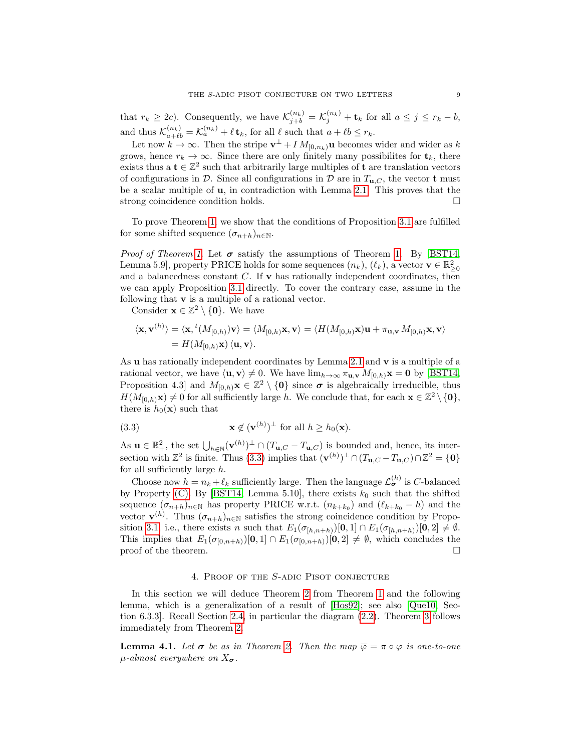that $r_k \geq 2c$). Consequently, we have $\mathcal{K}_{j+b}^{(n_k)} = \mathcal{K}_j^{(n_k)} + \mathbf{t}_k$ for all $a \leq j \leq r_k - b$, and thus $\mathcal{K}_{a+\ell b}^{(n_k)} = \mathcal{K}_a^{(n_k)} + \ell\, \mathbf{t}_k$, for all $\ell$ such that $a + \ell b \leq r_k$.

Let now $k \to \infty$. Then the stripe $\mathbf{v}^\perp + I\, M_{[0,n_k)}\mathbf{u}$ becomes wider and wider as $k$ grows, hence $r_k \to \infty$. Since there are only finitely many possibilites for $\mathbf{t}_k$, there exists thus a $\mathbf{t} \in \mathbb{Z}^2$ such that arbitrarily large multiples of $\mathbf{t}$ are translation vectors of configurations in $\mathcal{D}$. Since all configurations in $\mathcal{D}$ are in $T_{\mathbf{u},C}$, the vector $\mathbf{t}$ must be a scalar multiple of $\mathbf{u}$, in contradiction with Lemma 2.1. This proves that the strong coincidence condition holds. $\square$

To prove Theorem 1, we show that the conditions of Proposition 3.1 are fulfilled for some shifted sequence $(\sigma_{n+h})_{n\in\mathbb{N}}$.

*Proof of Theorem 1.* Let $\boldsymbol{\sigma}$ satisfy the assumptions of Theorem 1. By [BST14, Lemma 5.9], property PRICE holds for some sequences $(n_k)$, $(\ell_k)$, a vector $\mathbf{v} \in \mathbb{R}^2_{\geq 0}$ and a balancedness constant $C$. If $\mathbf{v}$ has rationally independent coordinates, then we can apply Proposition 3.1 directly. To cover the contrary case, assume in the following that $\mathbf{v}$ is a multiple of a rational vector.

Consider $\mathbf{x} \in \mathbb{Z}^2 \setminus \{\mathbf{0}\}$. We have

$$
\begin{aligned}
\langle \mathbf{x}, \mathbf{v}^{(h)} \rangle = \langle \mathbf{x}, {}^t(M_{[0,h)})\mathbf{v} \rangle = \langle M_{[0,h)}\mathbf{x}, \mathbf{v} \rangle &= \langle H(M_{[0,h)}\mathbf{x})\mathbf{u} + \pi_{\mathbf{u},\mathbf{v}}\, M_{[0,h)}\mathbf{x}, \mathbf{v} \rangle \\
&= H(M_{[0,h)}\mathbf{x})\, \langle \mathbf{u}, \mathbf{v} \rangle.
\end{aligned}
$$

As $\mathbf{u}$ has rationally independent coordinates by Lemma 2.1 and $\mathbf{v}$ is a multiple of a rational vector, we have $\langle \mathbf{u}, \mathbf{v} \rangle \neq 0$. We have $\lim_{h\to\infty} \pi_{\mathbf{u},\mathbf{v}}\, M_{[0,h)}\mathbf{x} = \mathbf{0}$ by [BST14, Proposition 4.3] and $M_{[0,h)}\mathbf{x} \in \mathbb{Z}^2 \setminus \{\mathbf{0}\}$ since $\boldsymbol{\sigma}$ is algebraically irreducible, thus $H(M_{[0,h)}\mathbf{x}) \neq 0$ for all sufficiently large $h$. We conclude that, for each $\mathbf{x} \in \mathbb{Z}^2 \setminus \{\mathbf{0}\}$, there is $h_0(\mathbf{x})$ such that

$$
\mathbf{x} \notin (\mathbf{v}^{(h)})^\perp \text{ for all } h \geq h_0(\mathbf{x}). \tag{3.3}
$$

As $\mathbf{u} \in \mathbb{R}^2_+$, the set $\bigcup_{h\in\mathbb{N}} (\mathbf{v}^{(h)})^\perp \cap (T_{\mathbf{u},C} - T_{\mathbf{u},C})$ is bounded and, hence, its intersection with $\mathbb{Z}^2$ is finite. Thus (3.3) implies that $(\mathbf{v}^{(h)})^\perp \cap (T_{\mathbf{u},C} - T_{\mathbf{u},C}) \cap \mathbb{Z}^2 = \{\mathbf{0}\}$ for all sufficiently large $h$.

Choose now $h = n_k + \ell_k$ sufficiently large. Then the language $\mathcal{L}_{\boldsymbol{\sigma}}^{(h)}$ is $C$-balanced by Property (C). By [BST14, Lemma 5.10], there exists $k_0$ such that the shifted sequence $(\sigma_{n+h})_{n\in\mathbb{N}}$ has property PRICE w.r.t. $(n_{k+k_0})$ and $(\ell_{k+k_0} - h)$ and the vector $\mathbf{v}^{(h)}$. Thus $(\sigma_{n+h})_{n\in\mathbb{N}}$ satisfies the strong coincidence condition by Proposition 3.1, i.e., there exists $n$ such that $E_1(\sigma_{[h,n+h)})[\mathbf{0}, 1] \cap E_1(\sigma_{[h,n+h)})[\mathbf{0}, 2] \neq \emptyset$. This implies that $E_1(\sigma_{[0,n+h)})[\mathbf{0}, 1] \cap E_1(\sigma_{[0,n+h)})[\mathbf{0}, 2] \neq \emptyset$, which concludes the proof of the theorem. $\square$

## 4. Proof of the $S$-adic Pisot conjecture

In this section we will deduce Theorem 2 from Theorem 1 and the following lemma, which is a generalization of a result of [Hos92]; see also [Que10, Section 6.3.3]. Recall Section 2.4, in particular the diagram (2.2). Theorem 3 follows immediately from Theorem 2.

**Lemma 4.1.** *Let $\boldsymbol{\sigma}$ be as in Theorem 2. Then the map $\overline{\varphi} = \pi \circ \varphi$ is one-to-one $\mu$-almost everywhere on $X_{\boldsymbol{\sigma}}$.*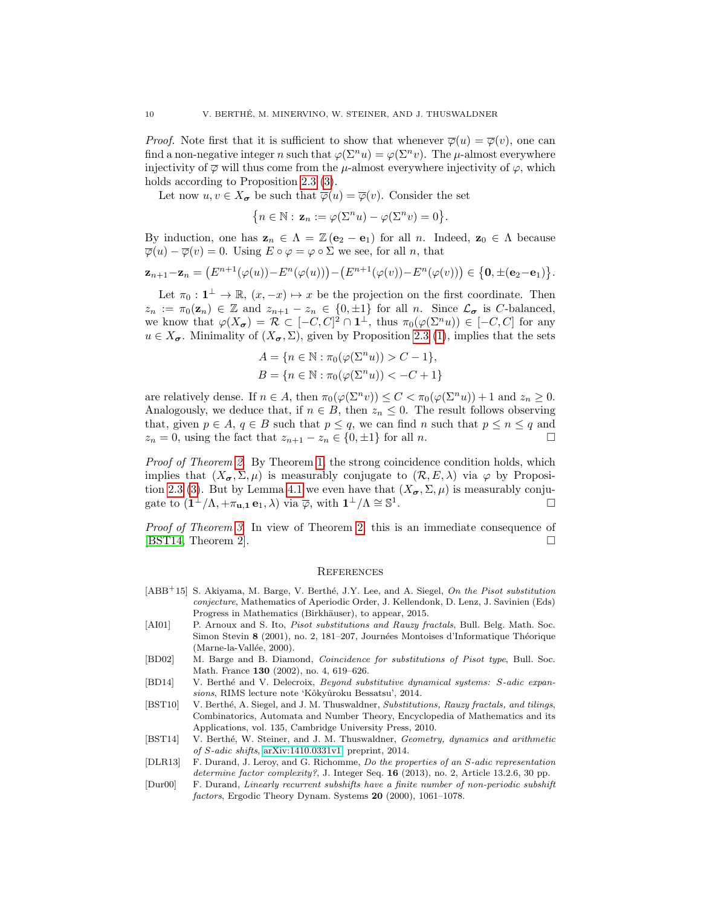*Proof.* Note first that it is sufficient to show that whenever $\overline{\varphi}(u) = \overline{\varphi}(v)$, one can find a non-negative integer $n$ such that $\varphi(\Sigma^n u) = \varphi(\Sigma^n v)$. The $\mu$-almost everywhere injectivity of $\overline{\varphi}$ will thus come from the $\mu$-almost everywhere injectivity of $\varphi$, which holds according to Proposition 2.3 (3).

Let now $u, v \in X_{\boldsymbol{\sigma}}$ be such that $\overline{\varphi}(u) = \overline{\varphi}(v)$. Consider the set

$$\{n \in \mathbb{N} : \mathbf{z}_n := \varphi(\Sigma^n u) - \varphi(\Sigma^n v) = 0\}.$$

By induction, one has $\mathbf{z}_n \in \Lambda = \mathbb{Z}(\mathbf{e}_2 - \mathbf{e}_1)$ for all $n$. Indeed, $\mathbf{z}_0 \in \Lambda$ because $\overline{\varphi}(u) - \overline{\varphi}(v) = 0$. Using $E \circ \varphi = \varphi \circ \Sigma$ we see, for all $n$, that

$$\mathbf{z}_{n+1} - \mathbf{z}_n = \big(E^{n+1}(\varphi(u)) - E^n(\varphi(u))\big) - \big(E^{n+1}(\varphi(v)) - E^n(\varphi(v))\big) \in \{\mathbf{0}, \pm(\mathbf{e}_2 - \mathbf{e}_1)\}.$$

Let $\pi_0 : \mathbf{1}^\perp \to \mathbb{R}$, $(x, -x) \mapsto x$ be the projection on the first coordinate. Then $z_n := \pi_0(\mathbf{z}_n) \in \mathbb{Z}$ and $z_{n+1} - z_n \in \{0, \pm 1\}$ for all $n$. Since $\mathcal{L}_{\boldsymbol{\sigma}}$ is $C$-balanced, we know that $\varphi(X_{\boldsymbol{\sigma}}) = \mathcal{R} \subset [-C, C]^2 \cap \mathbf{1}^\perp$, thus $\pi_0(\varphi(\Sigma^n u)) \in [-C, C]$ for any $u \in X_{\boldsymbol{\sigma}}$. Minimality of $(X_{\boldsymbol{\sigma}}, \Sigma)$, given by Proposition 2.3 (1), implies that the sets

$$A = \{n \in \mathbb{N} : \pi_0(\varphi(\Sigma^n u)) > C - 1\},$$
$$B = \{n \in \mathbb{N} : \pi_0(\varphi(\Sigma^n u)) < -C + 1\}$$

are relatively dense. If $n \in A$, then $\pi_0(\varphi(\Sigma^n v)) \le C < \pi_0(\varphi(\Sigma^n u)) + 1$ and $z_n \ge 0$. Analogously, we deduce that, if $n \in B$, then $z_n \le 0$. The result follows observing that, given $p \in A$, $q \in B$ such that $p \le q$, we can find $n$ such that $p \le n \le q$ and $z_n = 0$, using the fact that $z_{n+1} - z_n \in \{0, \pm 1\}$ for all $n$. □

*Proof of Theorem 2.* By Theorem 1, the strong coincidence condition holds, which implies that $(X_{\boldsymbol{\sigma}}, \Sigma, \mu)$ is measurably conjugate to $(\mathcal{R}, E, \lambda)$ via $\varphi$ by Proposition 2.3 (3). But by Lemma 4.1 we even have that $(X_{\boldsymbol{\sigma}}, \Sigma, \mu)$ is measurably conjugate to $(\mathbf{1}^\perp/\Lambda, +\pi_{\mathbf{u},\mathbf{1}}\,\mathbf{e}_1, \lambda)$ via $\overline{\varphi}$, with $\mathbf{1}^\perp/\Lambda \cong \mathbb{S}^1$. □

*Proof of Theorem 3.* In view of Theorem 2, this is an immediate consequence of [BST14, Theorem 2]. □

## References

[ABB+15] S. Akiyama, M. Barge, V. Berthé, J.Y. Lee, and A. Siegel, *On the Pisot substitution conjecture*, Mathematics of Aperiodic Order, J. Kellendonk, D. Lenz, J. Savinien (Eds) Progress in Mathematics (Birkhäuser), to appear, 2015.

[AI01] P. Arnoux and S. Ito, *Pisot substitutions and Rauzy fractals*, Bull. Belg. Math. Soc. Simon Stevin **8** (2001), no. 2, 181–207, Journées Montoises d'Informatique Théorique (Marne-la-Vallée, 2000).

[BD02] M. Barge and B. Diamond, *Coincidence for substitutions of Pisot type*, Bull. Soc. Math. France **130** (2002), no. 4, 619–626.

[BD14] V. Berthé and V. Delecroix, *Beyond substitutive dynamical systems: S-adic expansions*, RIMS lecture note 'Kôkyûroku Bessatsu', 2014.

[BST10] V. Berthé, A. Siegel, and J. M. Thuswaldner, *Substitutions, Rauzy fractals, and tilings*, Combinatorics, Automata and Number Theory, Encyclopedia of Mathematics and its Applications, vol. 135, Cambridge University Press, 2010.

[BST14] V. Berthé, W. Steiner, and J. M. Thuswaldner, *Geometry, dynamics and arithmetic of S-adic shifts*, arXiv:1410.0331v1, preprint, 2014.

[DLR13] F. Durand, J. Leroy, and G. Richomme, *Do the properties of an S-adic representation determine factor complexity?*, J. Integer Seq. **16** (2013), no. 2, Article 13.2.6, 30 pp.

[Dur00] F. Durand, *Linearly recurrent subshifts have a finite number of non-periodic subshift factors*, Ergodic Theory Dynam. Systems **20** (2000), 1061–1078.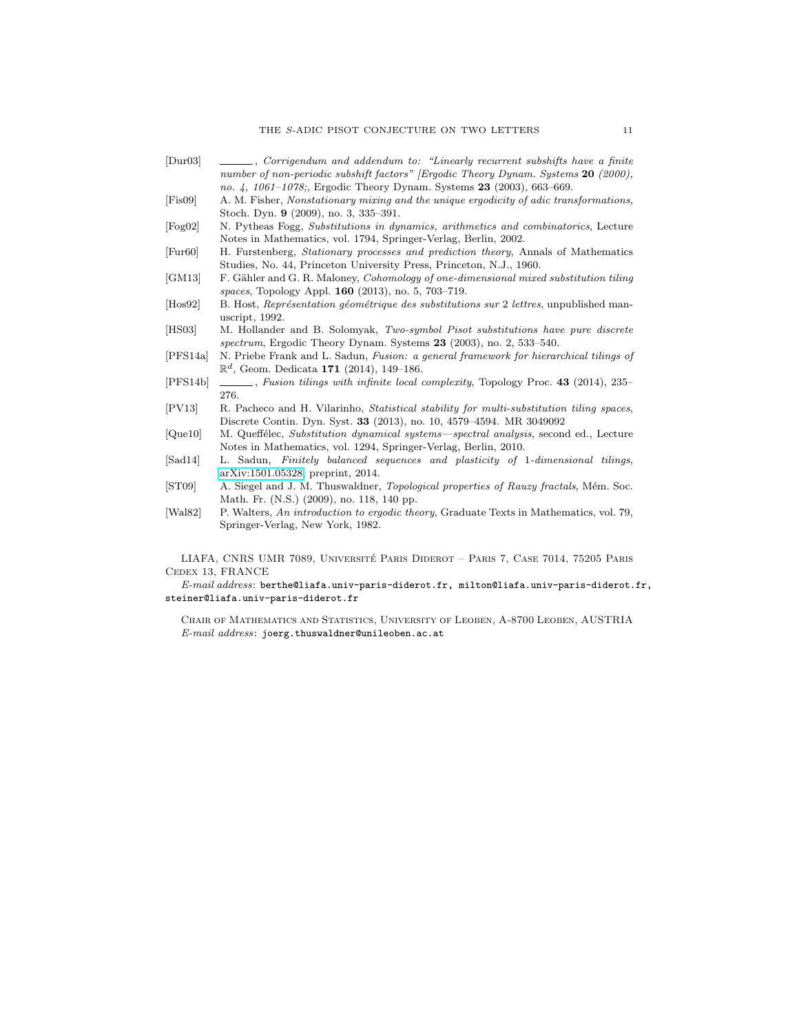[Dur03] ______, *Corrigendum and addendum to: "Linearly recurrent subshifts have a finite number of non-periodic subshift factors" [Ergodic Theory Dynam. Systems* **20** *(2000), no. 4, 1061–1078;*, Ergodic Theory Dynam. Systems **23** (2003), 663–669.

[Fis09] A. M. Fisher, *Nonstationary mixing and the unique ergodicity of adic transformations*, Stoch. Dyn. **9** (2009), no. 3, 335–391.

[Fog02] N. Pytheas Fogg, *Substitutions in dynamics, arithmetics and combinatorics*, Lecture Notes in Mathematics, vol. 1794, Springer-Verlag, Berlin, 2002.

[Fur60] H. Furstenberg, *Stationary processes and prediction theory*, Annals of Mathematics Studies, No. 44, Princeton University Press, Princeton, N.J., 1960.

[GM13] F. Gähler and G. R. Maloney, *Cohomology of one-dimensional mixed substitution tiling spaces*, Topology Appl. **160** (2013), no. 5, 703–719.

[Hos92] B. Host, *Représentation géométrique des substitutions sur* 2 *lettres*, unpublished manuscript, 1992.

[HS03] M. Hollander and B. Solomyak, *Two-symbol Pisot substitutions have pure discrete spectrum*, Ergodic Theory Dynam. Systems **23** (2003), no. 2, 533–540.

[PFS14a] N. Priebe Frank and L. Sadun, *Fusion: a general framework for hierarchical tilings of* $\mathbb{R}^d$, Geom. Dedicata **171** (2014), 149–186.

[PFS14b] ______, *Fusion tilings with infinite local complexity*, Topology Proc. **43** (2014), 235–276.

[PV13] R. Pacheco and H. Vilarinho, *Statistical stability for multi-substitution tiling spaces*, Discrete Contin. Dyn. Syst. **33** (2013), no. 10, 4579–4594. MR 3049092

[Que10] M. Queffélec, *Substitution dynamical systems—spectral analysis*, second ed., Lecture Notes in Mathematics, vol. 1294, Springer-Verlag, Berlin, 2010.

[Sad14] L. Sadun, *Finitely balanced sequences and plasticity of* 1*-dimensional tilings*, arXiv:1501.05328, preprint, 2014.

[ST09] A. Siegel and J. M. Thuswaldner, *Topological properties of Rauzy fractals*, Mém. Soc. Math. Fr. (N.S.) (2009), no. 118, 140 pp.

[Wal82] P. Walters, *An introduction to ergodic theory*, Graduate Texts in Mathematics, vol. 79, Springer-Verlag, New York, 1982.

LIAFA, CNRS UMR 7089, Université Paris Diderot – Paris 7, Case 7014, 75205 Paris Cedex 13, FRANCE

*E-mail address*: berthe@liafa.univ-paris-diderot.fr, milton@liafa.univ-paris-diderot.fr, steiner@liafa.univ-paris-diderot.fr

Chair of Mathematics and Statistics, University of Leoben, A-8700 Leoben, AUSTRIA

*E-mail address*: joerg.thuswaldner@unileoben.ac.at